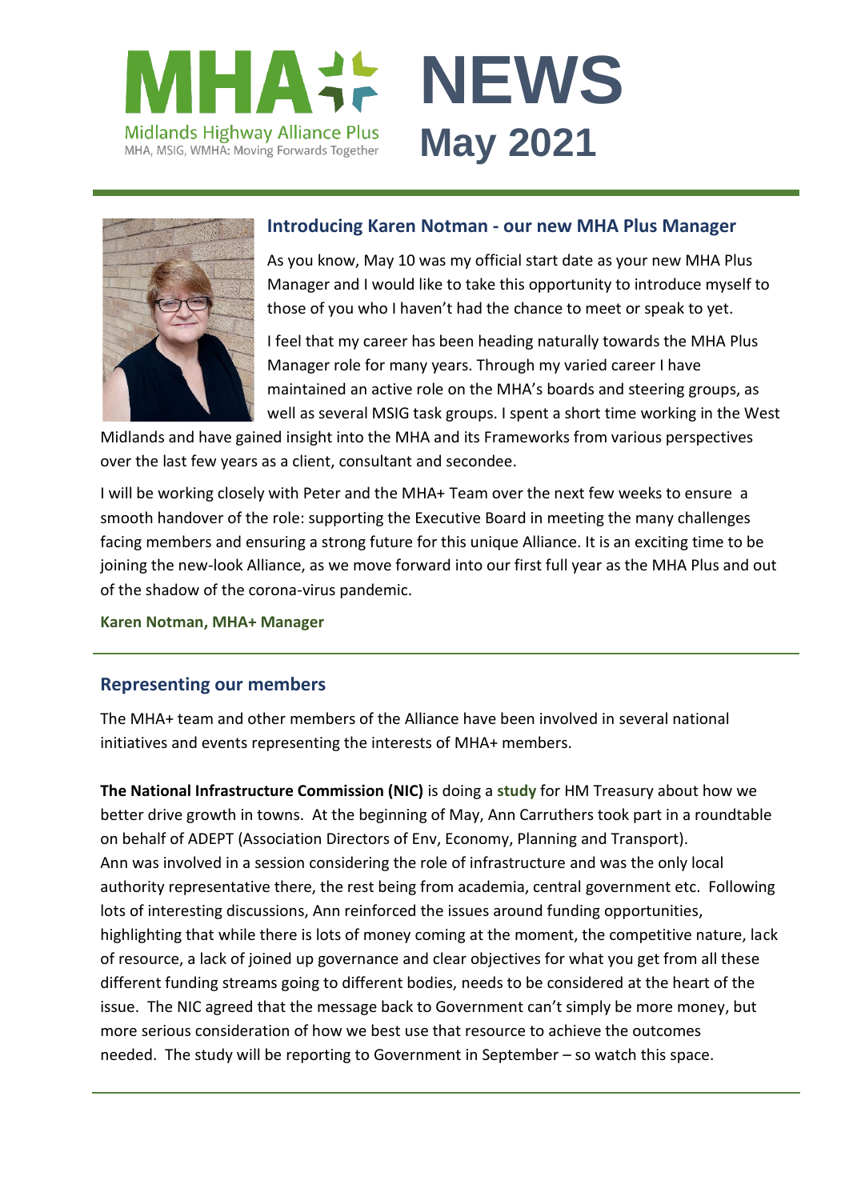# MHA NEWS May 2021

Midlands Highway Alliance Plus
MHA, MSIG, WMHA: Moving Forwards Together

## Introducing Karen Notman - our new MHA Plus Manager

As you know, May 10 was my official start date as your new MHA Plus Manager and I would like to take this opportunity to introduce myself to those of you who I haven't had the chance to meet or speak to yet.

I feel that my career has been heading naturally towards the MHA Plus Manager role for many years. Through my varied career I have maintained an active role on the MHA's boards and steering groups, as well as several MSIG task groups. I spent a short time working in the West Midlands and have gained insight into the MHA and its Frameworks from various perspectives over the last few years as a client, consultant and secondee.

I will be working closely with Peter and the MHA+ Team over the next few weeks to ensure a smooth handover of the role: supporting the Executive Board in meeting the many challenges facing members and ensuring a strong future for this unique Alliance. It is an exciting time to be joining the new-look Alliance, as we move forward into our first full year as the MHA Plus and out of the shadow of the corona-virus pandemic.

**Karen Notman, MHA+ Manager**

## Representing our members

The MHA+ team and other members of the Alliance have been involved in several national initiatives and events representing the interests of MHA+ members.

**The National Infrastructure Commission (NIC)** is doing a **study** for HM Treasury about how we better drive growth in towns. At the beginning of May, Ann Carruthers took part in a roundtable on behalf of ADEPT (Association Directors of Env, Economy, Planning and Transport). Ann was involved in a session considering the role of infrastructure and was the only local authority representative there, the rest being from academia, central government etc. Following lots of interesting discussions, Ann reinforced the issues around funding opportunities, highlighting that while there is lots of money coming at the moment, the competitive nature, lack of resource, a lack of joined up governance and clear objectives for what you get from all these different funding streams going to different bodies, needs to be considered at the heart of the issue. The NIC agreed that the message back to Government can't simply be more money, but more serious consideration of how we best use that resource to achieve the outcomes needed. The study will be reporting to Government in September – so watch this space.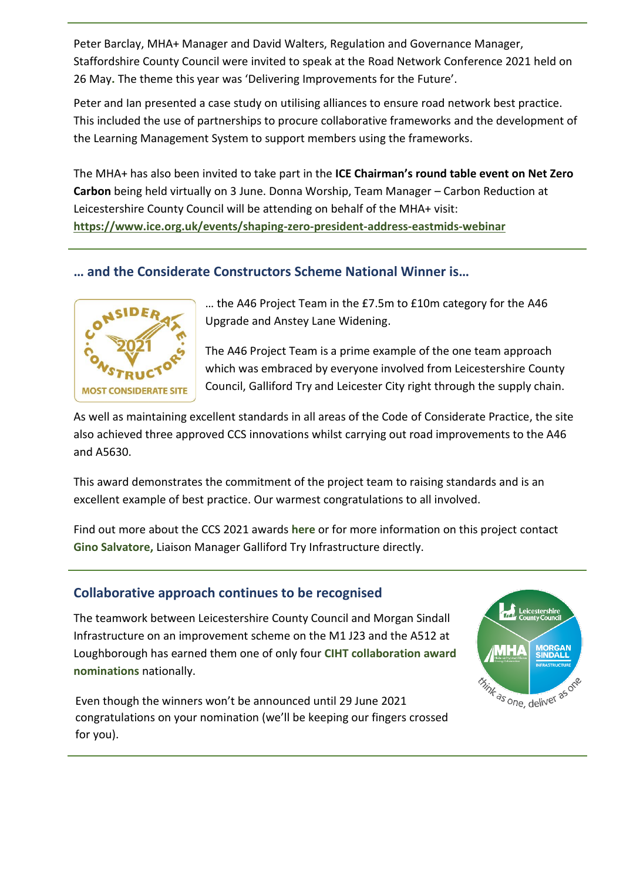Peter Barclay, MHA+ Manager and David Walters, Regulation and Governance Manager, Staffordshire County Council were invited to speak at the Road Network Conference 2021 held on 26 May. The theme this year was 'Delivering Improvements for the Future'.

Peter and Ian presented a case study on utilising alliances to ensure road network best practice. This included the use of partnerships to procure collaborative frameworks and the development of the Learning Management System to support members using the frameworks.

The MHA+ has also been invited to take part in the **ICE Chairman's round table event on Net Zero Carbon** being held virtually on 3 June. Donna Worship, Team Manager – Carbon Reduction at Leicestershire County Council will be attending on behalf of the MHA+ visit: **https://www.ice.org.uk/events/shaping-zero-president-address-eastmids-webinar**

## … and the Considerate Constructors Scheme National Winner is…

… the A46 Project Team in the £7.5m to £10m category for the A46 Upgrade and Anstey Lane Widening.

The A46 Project Team is a prime example of the one team approach which was embraced by everyone involved from Leicestershire County Council, Galliford Try and Leicester City right through the supply chain.

As well as maintaining excellent standards in all areas of the Code of Considerate Practice, the site also achieved three approved CCS innovations whilst carrying out road improvements to the A46 and A5630.

This award demonstrates the commitment of the project team to raising standards and is an excellent example of best practice. Our warmest congratulations to all involved.

Find out more about the CCS 2021 awards **here** or for more information on this project contact **Gino Salvatore,** Liaison Manager Galliford Try Infrastructure directly.

## Collaborative approach continues to be recognised

The teamwork between Leicestershire County Council and Morgan Sindall Infrastructure on an improvement scheme on the M1 J23 and the A512 at Loughborough has earned them one of only four **CIHT collaboration award nominations** nationally.

Even though the winners won't be announced until 29 June 2021 congratulations on your nomination (we'll be keeping our fingers crossed for you).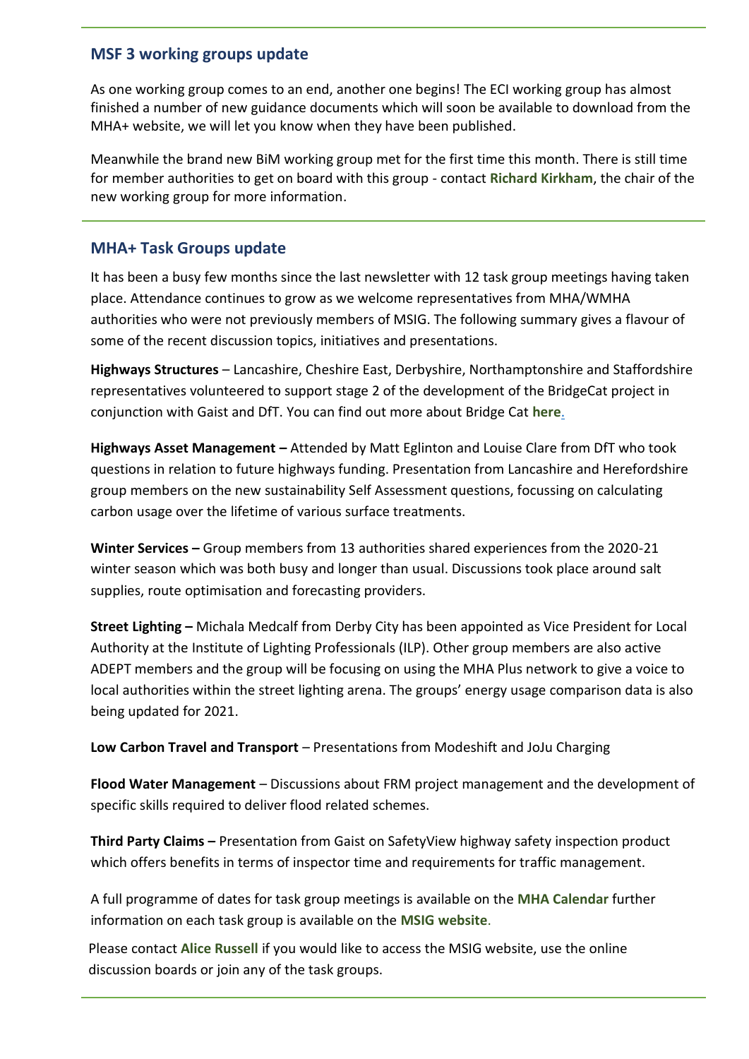## MSF 3 working groups update

As one working group comes to an end, another one begins! The ECI working group has almost finished a number of new guidance documents which will soon be available to download from the MHA+ website, we will let you know when they have been published.

Meanwhile the brand new BiM working group met for the first time this month. There is still time for member authorities to get on board with this group - contact **Richard Kirkham**, the chair of the new working group for more information.

## MHA+ Task Groups update

It has been a busy few months since the last newsletter with 12 task group meetings having taken place. Attendance continues to grow as we welcome representatives from MHA/WMHA authorities who were not previously members of MSIG. The following summary gives a flavour of some of the recent discussion topics, initiatives and presentations.

**Highways Structures** – Lancashire, Cheshire East, Derbyshire, Northamptonshire and Staffordshire representatives volunteered to support stage 2 of the development of the BridgeCat project in conjunction with Gaist and DfT. You can find out more about Bridge Cat **here**.

**Highways Asset Management –** Attended by Matt Eglinton and Louise Clare from DfT who took questions in relation to future highways funding. Presentation from Lancashire and Herefordshire group members on the new sustainability Self Assessment questions, focussing on calculating carbon usage over the lifetime of various surface treatments.

**Winter Services –** Group members from 13 authorities shared experiences from the 2020-21 winter season which was both busy and longer than usual. Discussions took place around salt supplies, route optimisation and forecasting providers.

**Street Lighting –** Michala Medcalf from Derby City has been appointed as Vice President for Local Authority at the Institute of Lighting Professionals (ILP). Other group members are also active ADEPT members and the group will be focusing on using the MHA Plus network to give a voice to local authorities within the street lighting arena. The groups' energy usage comparison data is also being updated for 2021.

**Low Carbon Travel and Transport** – Presentations from Modeshift and JoJu Charging

**Flood Water Management** – Discussions about FRM project management and the development of specific skills required to deliver flood related schemes.

**Third Party Claims –** Presentation from Gaist on SafetyView highway safety inspection product which offers benefits in terms of inspector time and requirements for traffic management.

A full programme of dates for task group meetings is available on the **MHA Calendar** further information on each task group is available on the **MSIG website**.

Please contact **Alice Russell** if you would like to access the MSIG website, use the online discussion boards or join any of the task groups.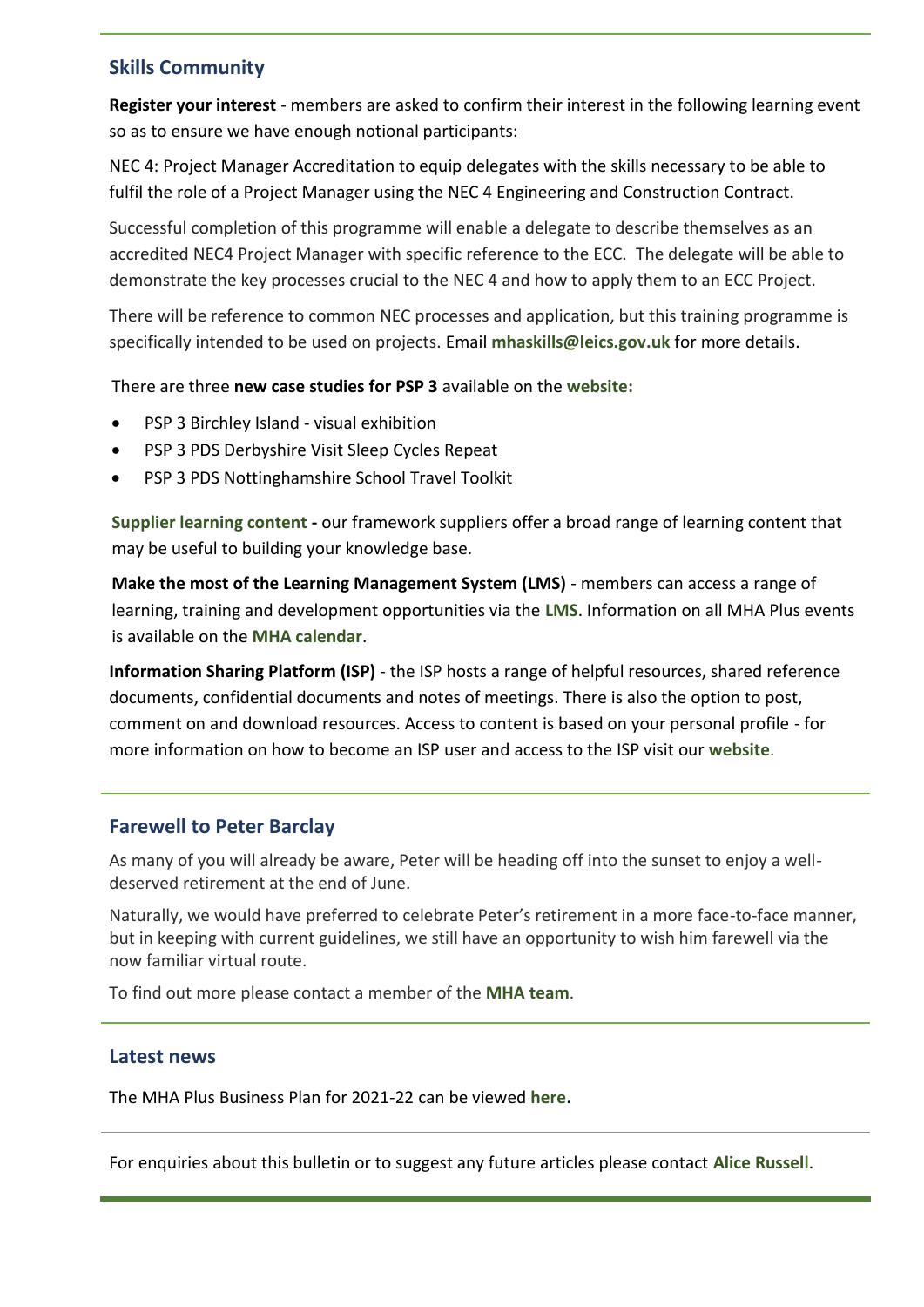## Skills Community

**Register your interest** - members are asked to confirm their interest in the following learning event so as to ensure we have enough notional participants:

NEC 4: Project Manager Accreditation to equip delegates with the skills necessary to be able to fulfil the role of a Project Manager using the NEC 4 Engineering and Construction Contract.

Successful completion of this programme will enable a delegate to describe themselves as an accredited NEC4 Project Manager with specific reference to the ECC. The delegate will be able to demonstrate the key processes crucial to the NEC 4 and how to apply them to an ECC Project.

There will be reference to common NEC processes and application, but this training programme is specifically intended to be used on projects. Email **mhaskills@leics.gov.uk** for more details.

There are three **new case studies for PSP 3** available on the **website:**

- PSP 3 Birchley Island - visual exhibition
- PSP 3 PDS Derbyshire Visit Sleep Cycles Repeat
- PSP 3 PDS Nottinghamshire School Travel Toolkit

**Supplier learning content -** our framework suppliers offer a broad range of learning content that may be useful to building your knowledge base.

**Make the most of the Learning Management System (LMS)** - members can access a range of learning, training and development opportunities via the **LMS**. Information on all MHA Plus events is available on the **MHA calendar**.

**Information Sharing Platform (ISP)** - the ISP hosts a range of helpful resources, shared reference documents, confidential documents and notes of meetings. There is also the option to post, comment on and download resources. Access to content is based on your personal profile - for more information on how to become an ISP user and access to the ISP visit our **website**.

## Farewell to Peter Barclay

As many of you will already be aware, Peter will be heading off into the sunset to enjoy a well-deserved retirement at the end of June.

Naturally, we would have preferred to celebrate Peter's retirement in a more face-to-face manner, but in keeping with current guidelines, we still have an opportunity to wish him farewell via the now familiar virtual route.

To find out more please contact a member of the **MHA team**.

## Latest news

The MHA Plus Business Plan for 2021-22 can be viewed **here.**

For enquiries about this bulletin or to suggest any future articles please contact **Alice Russell**.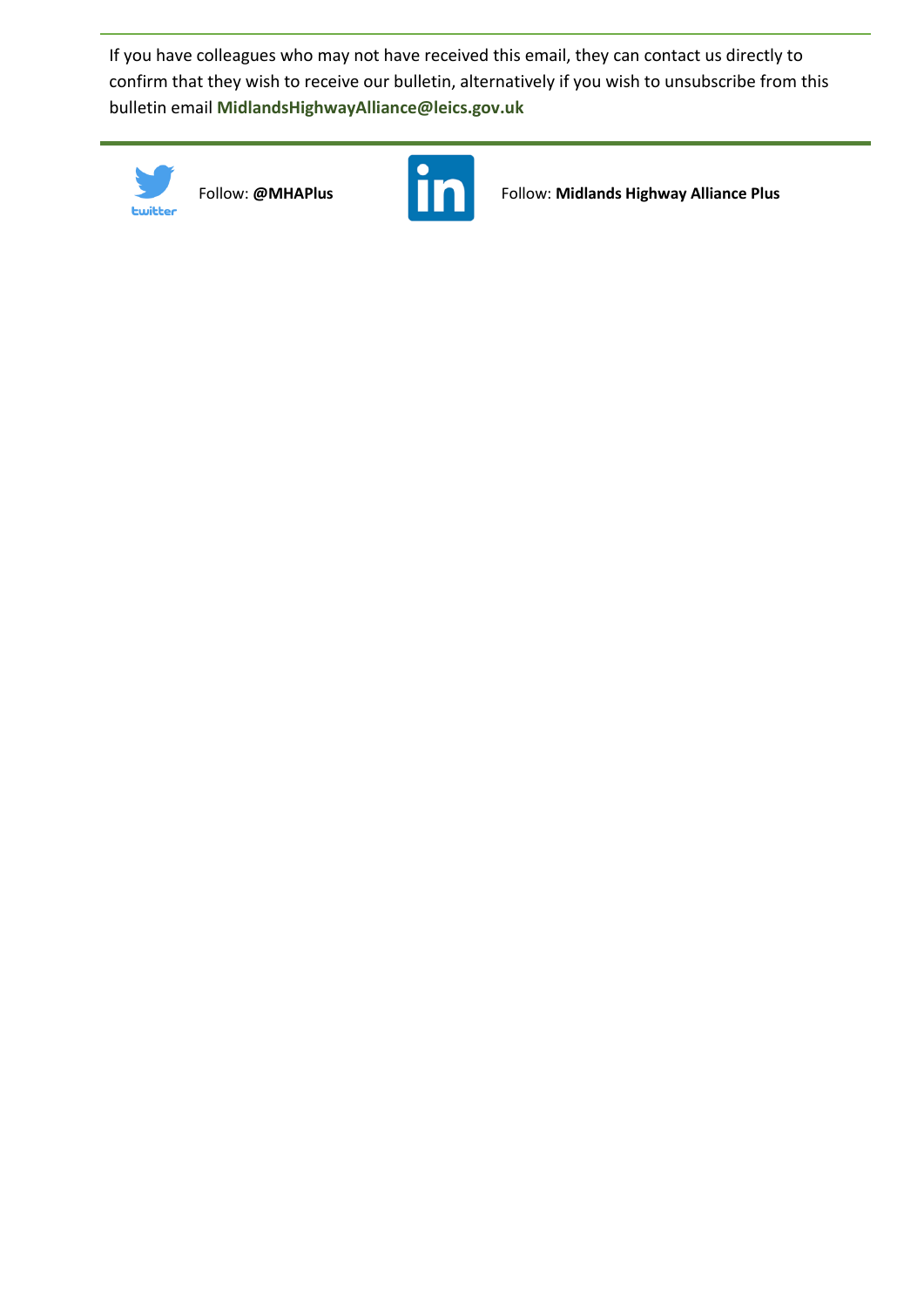If you have colleagues who may not have received this email, they can contact us directly to confirm that they wish to receive our bulletin, alternatively if you wish to unsubscribe from this bulletin email **MidlandsHighwayAlliance@leics.gov.uk**

Follow: **@MHAPlus**

Follow: **Midlands Highway Alliance Plus**